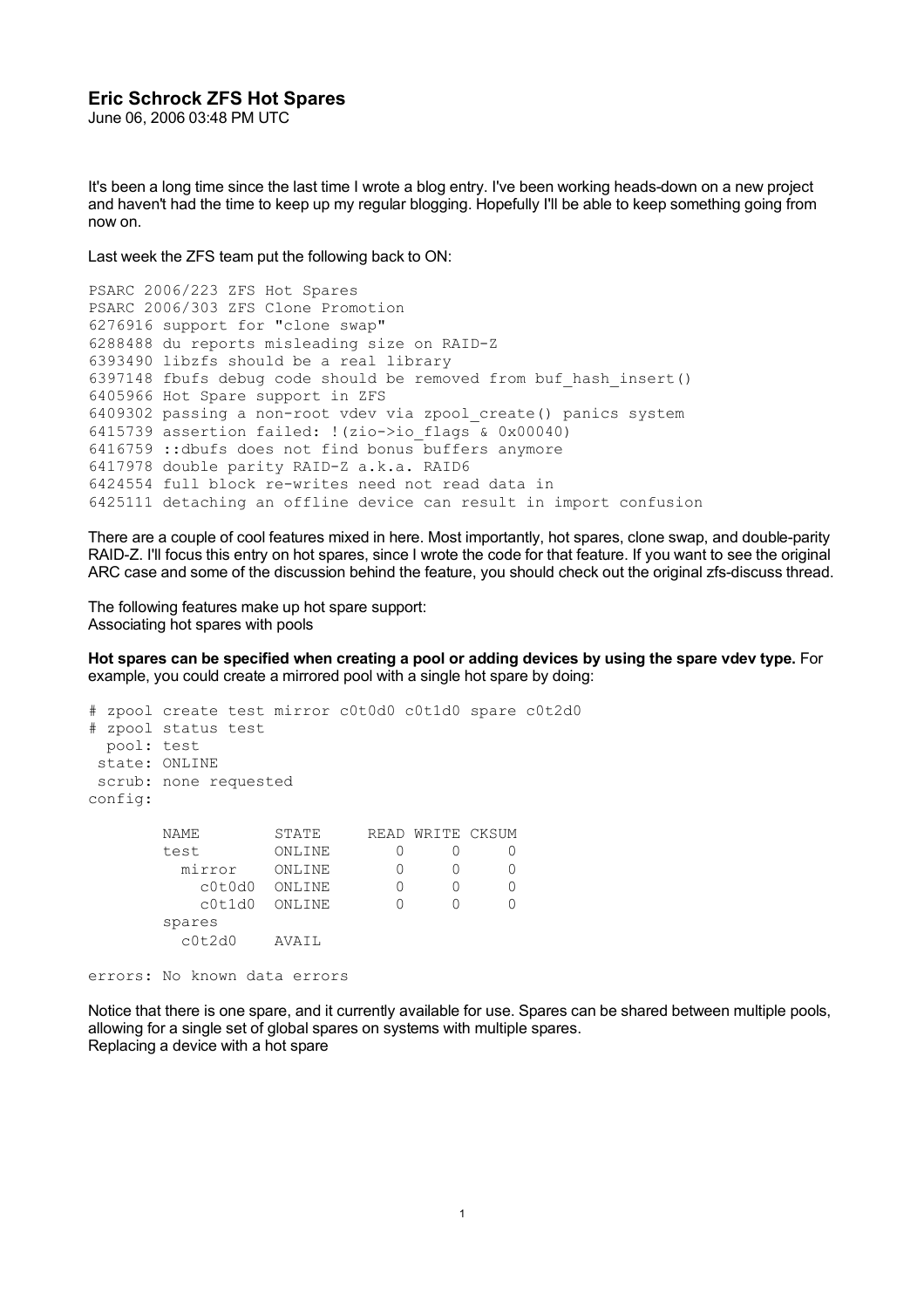## Eric Schrock ZFS Hot Spares

June 06, 2006 03:48 PM UTC

It's been a long time since the last time I wrote a blog entry. I've been working heads-down on a new project and haven't had the time to keep up my regular blogging. Hopefully I'll be able to keep something going from now on.

Last week the ZFS team put the following back to ON:

```
PSARC 2006/223 ZFS Hot Spares
PSARC 2006/303 ZFS Clone Promotion
6276916 support for "clone swap"
6288488 du reports misleading size on RAID-Z
6393490 libzfs should be a real library
6397148 fbufs debug code should be removed from buf_hash_insert()
6405966 Hot Spare support in ZFS
6409302 passing a non-root vdev via zpool_create() panics system
6415739 assertion failed: !(zio->io_flags & 0x00040)
6416759 ::dbufs does not find bonus buffers anymore
6417978 double parity RAID-Z a.k.a. RAID6
6424554 full block re-writes need not read data in
6425111 detaching an offline device can result in import confusion
```

There are a couple of cool features mixed in here. Most importantly, hot spares, clone swap, and double-parity RAID-Z. I'll focus this entry on hot spares, since I wrote the code for that feature. If you want to see the original ARC case and some of the discussion behind the feature, you should check out the original zfs-discuss thread.

The following features make up hot spare support:
Associating hot spares with pools

**Hot spares can be specified when creating a pool or adding devices by using the spare vdev type.** For example, you could create a mirrored pool with a single hot spare by doing:

```
# zpool create test mirror c0t0d0 c0t1d0 spare c0t2d0
# zpool status test
  pool: test
 state: ONLINE
 scrub: none requested
config:

        NAME        STATE     READ WRITE CKSUM
        test        ONLINE       0     0     0
          mirror    ONLINE       0     0     0
            c0t0d0  ONLINE       0     0     0
            c0t1d0  ONLINE       0     0     0
        spares
          c0t2d0    AVAIL

errors: No known data errors
```

Notice that there is one spare, and it currently available for use. Spares can be shared between multiple pools, allowing for a single set of global spares on systems with multiple spares.
Replacing a device with a hot spare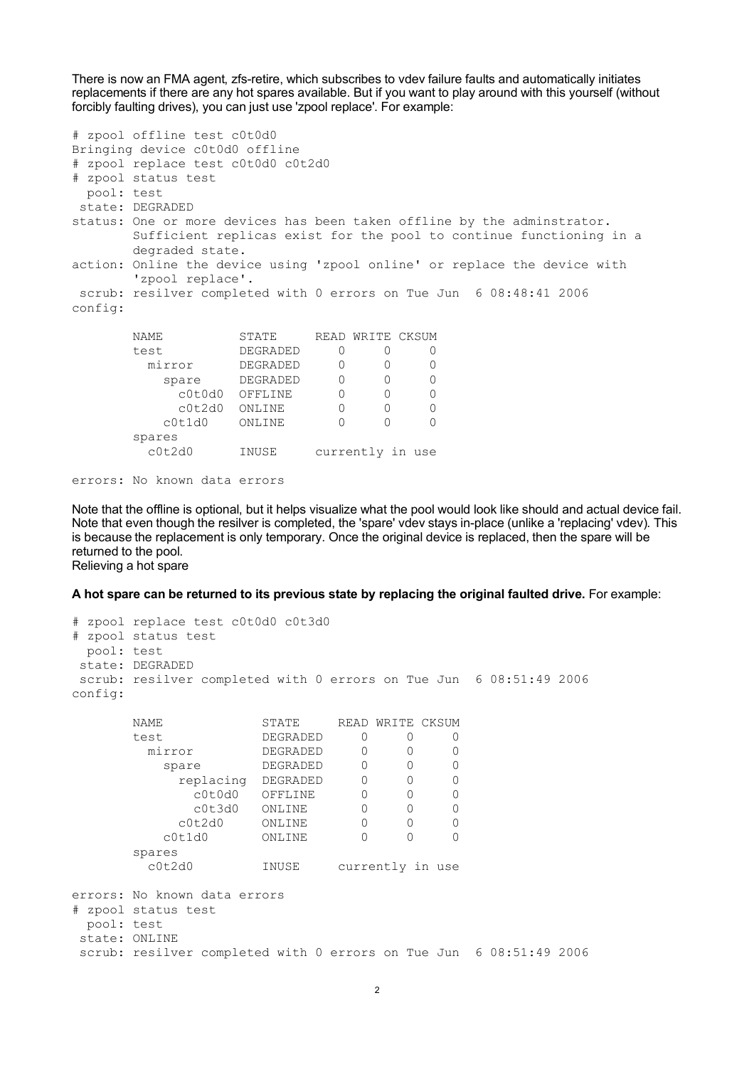There is now an FMA agent, zfs-retire, which subscribes to vdev failure faults and automatically initiates replacements if there are any hot spares available. But if you want to play around with this yourself (without forcibly faulting drives), you can just use 'zpool replace'. For example:

```
# zpool offline test c0t0d0
Bringing device c0t0d0 offline
# zpool replace test c0t0d0 c0t2d0
# zpool status test
  pool: test
 state: DEGRADED
status: One or more devices has been taken offline by the adminstrator.
        Sufficient replicas exist for the pool to continue functioning in a
        degraded state.
action: Online the device using 'zpool online' or replace the device with
        'zpool replace'.
 scrub: resilver completed with 0 errors on Tue Jun  6 08:48:41 2006
config:

        NAME          STATE     READ WRITE CKSUM
        test          DEGRADED     0     0     0
          mirror      DEGRADED     0     0     0
            spare     DEGRADED     0     0     0
              c0t0d0  OFFLINE      0     0     0
              c0t2d0  ONLINE       0     0     0
            c0t1d0    ONLINE       0     0     0
        spares
          c0t2d0      INUSE     currently in use

errors: No known data errors
```

Note that the offline is optional, but it helps visualize what the pool would look like should and actual device fail. Note that even though the resilver is completed, the 'spare' vdev stays in-place (unlike a 'replacing' vdev). This is because the replacement is only temporary. Once the original device is replaced, then the spare will be returned to the pool.

Relieving a hot spare

**A hot spare can be returned to its previous state by replacing the original faulted drive.** For example:

```
# zpool replace test c0t0d0 c0t3d0
# zpool status test
  pool: test
 state: DEGRADED
 scrub: resilver completed with 0 errors on Tue Jun  6 08:51:49 2006
config:

        NAME              STATE     READ WRITE CKSUM
        test              DEGRADED     0     0     0
          mirror          DEGRADED     0     0     0
            spare         DEGRADED     0     0     0
              replacing   DEGRADED     0     0     0
                c0t0d0    OFFLINE      0     0     0
                c0t3d0    ONLINE       0     0     0
              c0t2d0      ONLINE       0     0     0
            c0t1d0        ONLINE       0     0     0
        spares
          c0t2d0          INUSE     currently in use

errors: No known data errors
# zpool status test
  pool: test
 state: ONLINE
 scrub: resilver completed with 0 errors on Tue Jun  6 08:51:49 2006
```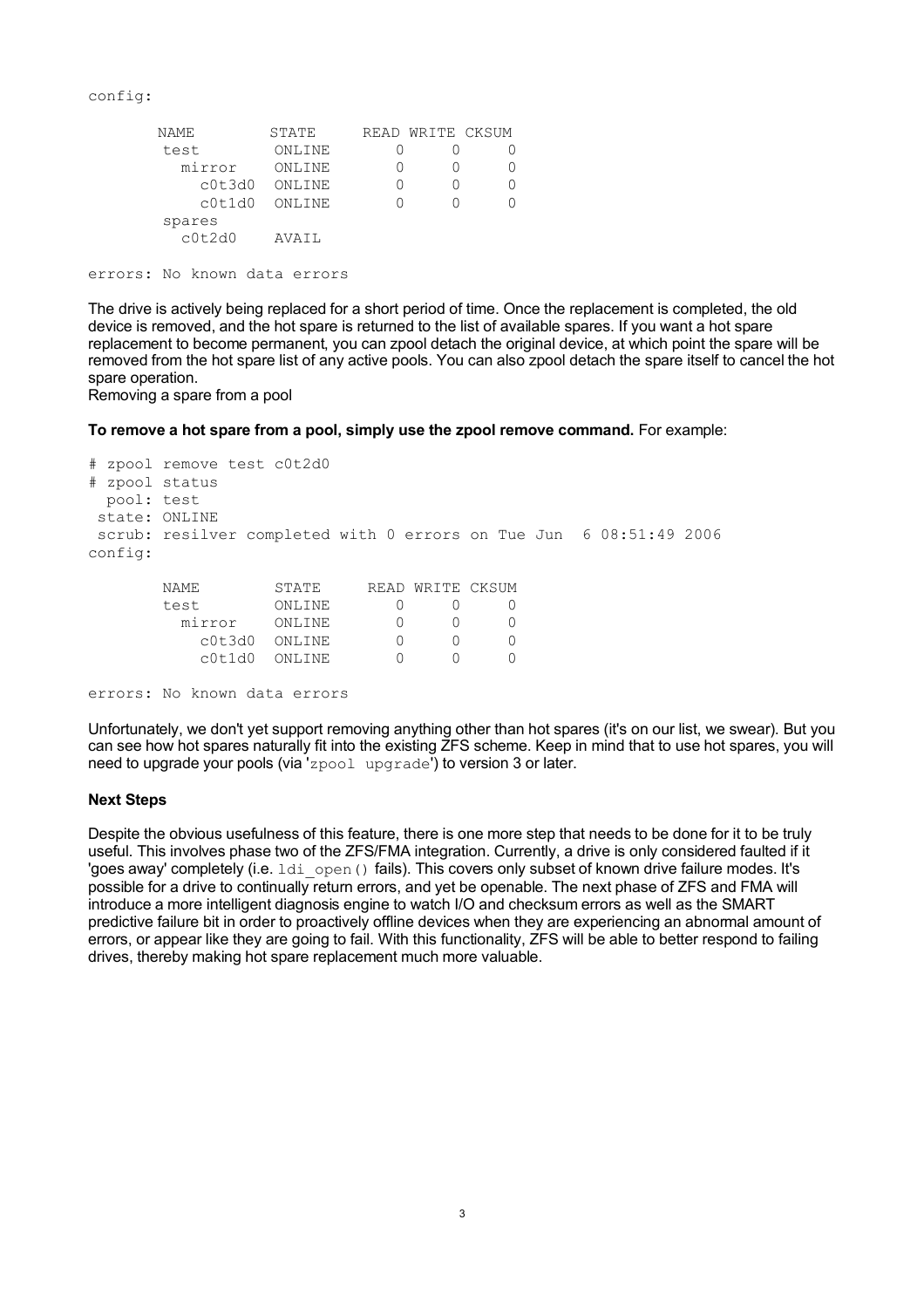```
config:

        NAME        STATE     READ WRITE CKSUM
        test        ONLINE       0     0     0
          mirror    ONLINE       0     0     0
            c0t3d0  ONLINE       0     0     0
            c0t1d0  ONLINE       0     0     0
        spares
          c0t2d0    AVAIL

errors: No known data errors
```

The drive is actively being replaced for a short period of time. Once the replacement is completed, the old device is removed, and the hot spare is returned to the list of available spares. If you want a hot spare replacement to become permanent, you can zpool detach the original device, at which point the spare will be removed from the hot spare list of any active pools. You can also zpool detach the spare itself to cancel the hot spare operation.

Removing a spare from a pool

**To remove a hot spare from a pool, simply use the zpool remove command.** For example:

```
# zpool remove test c0t2d0
# zpool status
  pool: test
 state: ONLINE
 scrub: resilver completed with 0 errors on Tue Jun  6 08:51:49 2006
config:

        NAME        STATE     READ WRITE CKSUM
        test        ONLINE       0     0     0
          mirror    ONLINE       0     0     0
            c0t3d0  ONLINE       0     0     0
            c0t1d0  ONLINE       0     0     0

errors: No known data errors
```

Unfortunately, we don't yet support removing anything other than hot spares (it's on our list, we swear). But you can see how hot spares naturally fit into the existing ZFS scheme. Keep in mind that to use hot spares, you will need to upgrade your pools (via '`zpool upgrade`') to version 3 or later.

**Next Steps**

Despite the obvious usefulness of this feature, there is one more step that needs to be done for it to be truly useful. This involves phase two of the ZFS/FMA integration. Currently, a drive is only considered faulted if it 'goes away' completely (i.e. `ldi_open()` fails). This covers only subset of known drive failure modes. It's possible for a drive to continually return errors, and yet be openable. The next phase of ZFS and FMA will introduce a more intelligent diagnosis engine to watch I/O and checksum errors as well as the SMART predictive failure bit in order to proactively offline devices when they are experiencing an abnormal amount of errors, or appear like they are going to fail. With this functionality, ZFS will be able to better respond to failing drives, thereby making hot spare replacement much more valuable.